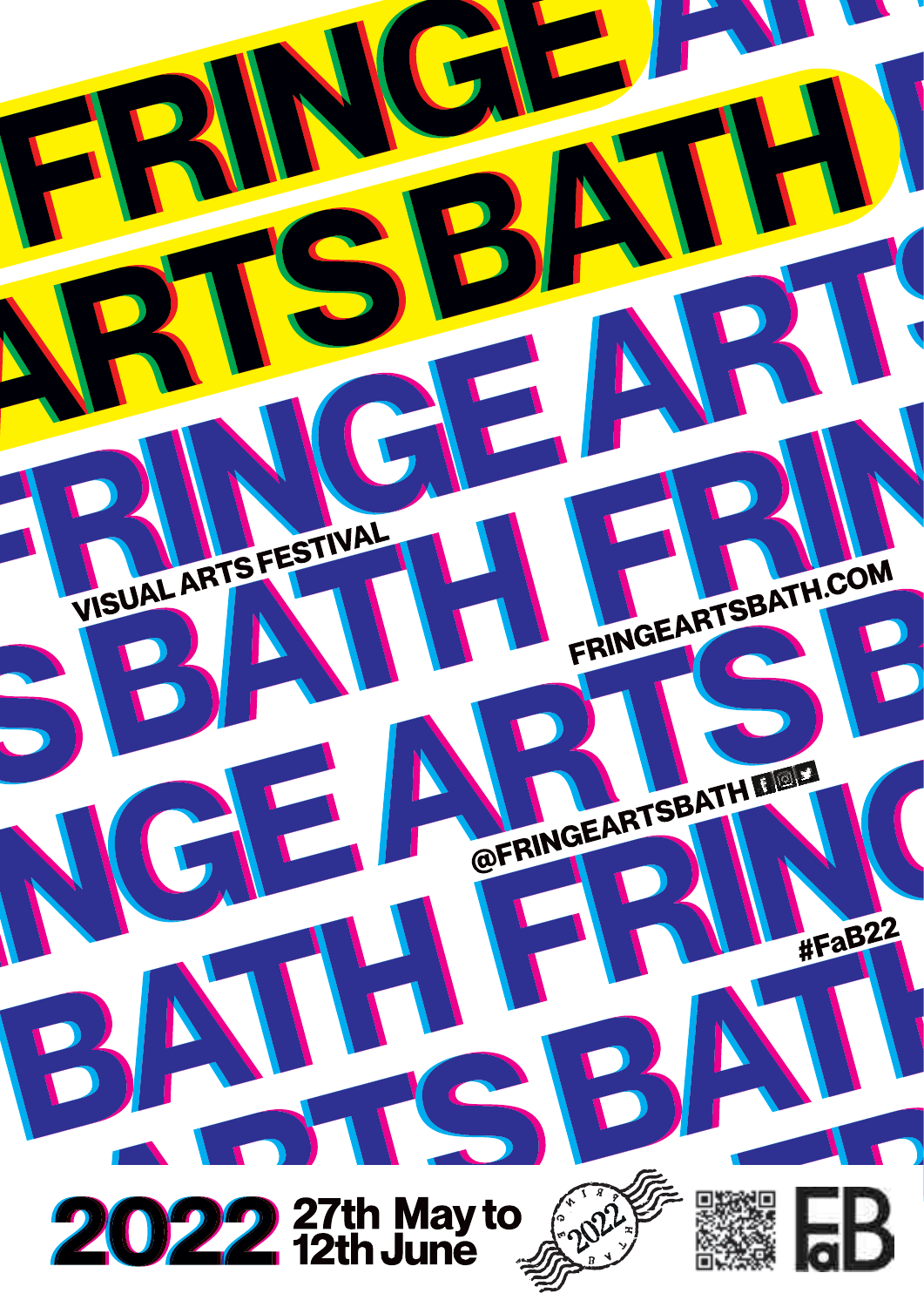# FRINGE ARTS BATH

VISUAL ARTS FESTIVAL

FRINGEARTSBATH.COM

@FRINGEARTSBATH

#FaB22

**2022** 27th May to 12th June

FaB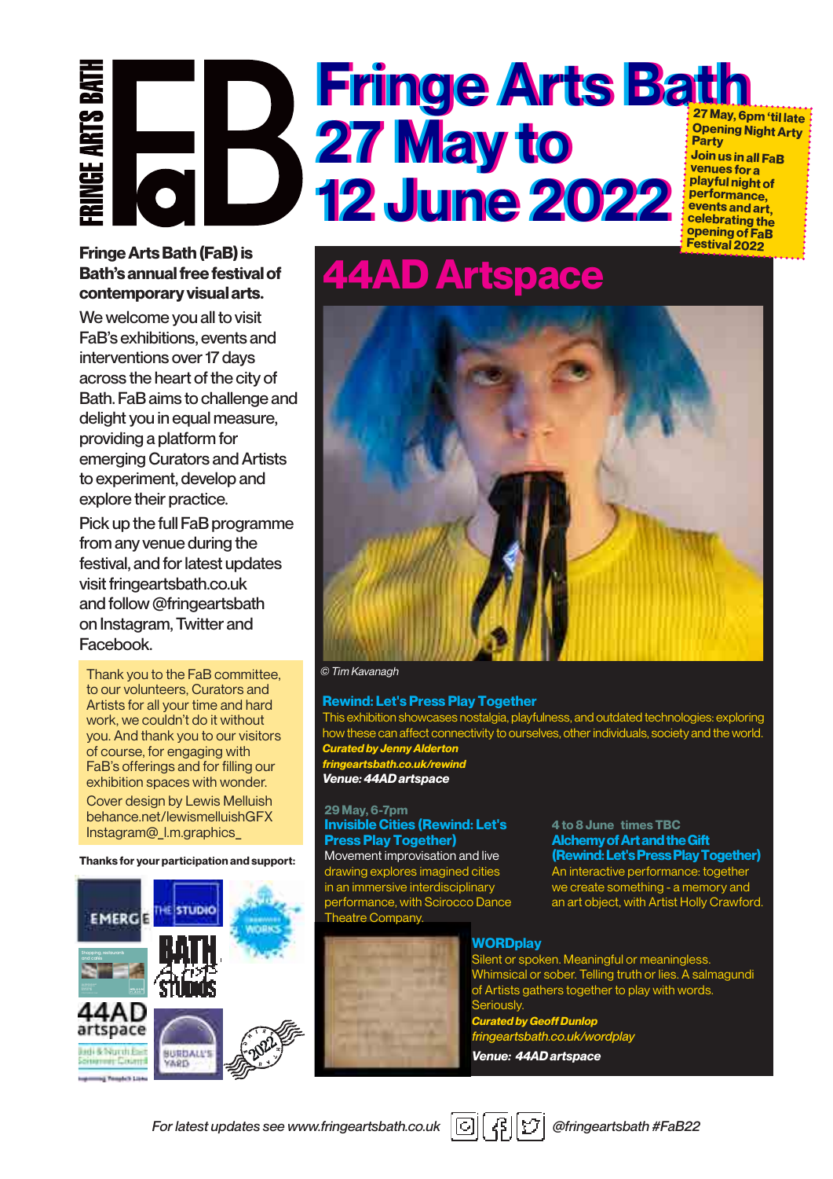# Fringe Arts Bath 27 May to 12 June 2022

FRINGE ARTS BATH

FaB

**27 May, 6pm 'til late Opening Night Arty Party**

**Join us in all FaB venues for a playful night of performance, events and art, celebrating the opening of FaB Festival 2022**

**Fringe Arts Bath (FaB) is Bath's annual free festival of contemporary visual arts.**

We welcome you all to visit FaB's exhibitions, events and interventions over 17 days across the heart of the city of Bath. FaB aims to challenge and delight you in equal measure, providing a platform for emerging Curators and Artists to experiment, develop and explore their practice.

Pick up the full FaB programme from any venue during the festival, and for latest updates visit fringeartsbath.co.uk and follow @fringeartsbath on Instagram, Twitter and Facebook.

Thank you to the FaB committee, to our volunteers, Curators and Artists for all your time and hard work, we couldn't do it without you. And thank you to our visitors of course, for engaging with FaB's offerings and for filling our exhibition spaces with wonder.

Cover design by Lewis Melluish behance.net/lewismelluishGFX Instagram@_l.m.graphics_

**Thanks for your participation and support:**

## 44AD Artspace

© Tim Kavanagh

### Rewind: Let's Press Play Together

This exhibition showcases nostalgia, playfulness, and outdated technologies: exploring how these can affect connectivity to ourselves, other individuals, society and the world.

***Curated by Jenny Alderton***

***fringeartsbath.co.uk/rewind***

***Venue: 44AD artspace***

**29 May, 6-7pm**

**Invisible Cities (Rewind: Let's Press Play Together)**

Movement improvisation and live drawing explores imagined cities in an immersive interdisciplinary performance, with Scirocco Dance Theatre Company.

**4 to 8 June times TBC**

**Alchemy of Art and the Gift (Rewind: Let's Press Play Together)**

An interactive performance: together we create something - a memory and an art object, with Artist Holly Crawford.

### WORDplay

Silent or spoken. Meaningful or meaningless. Whimsical or sober. Telling truth or lies. A salmagundi of Artists gathers together to play with words. Seriously.

***Curated by Geoff Dunlop***

***fringeartsbath.co.uk/wordplay***

***Venue: 44AD artspace***

*For latest updates see www.fringeartsbath.co.uk* @fringeartsbath #FaB22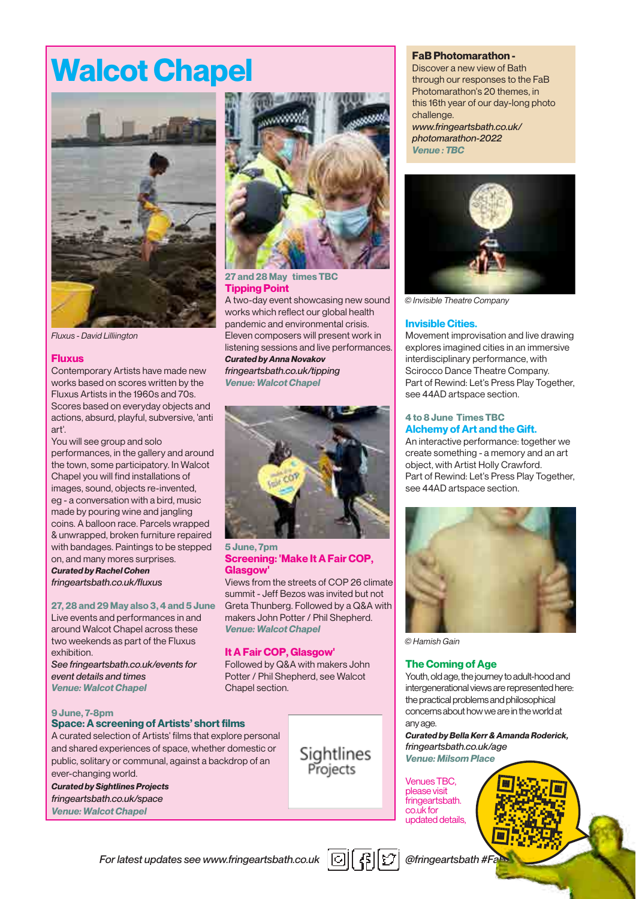# Walcot Chapel

*Fluxus - David Lilliington*

### Fluxus

Contemporary Artists have made new works based on scores written by the Fluxus Artists in the 1960s and 70s. Scores based on everyday objects and actions, absurd, playful, subversive, 'anti art'.

You will see group and solo performances, in the gallery and around the town, some participatory. In Walcot Chapel you will find installations of images, sound, objects re-invented, eg - a conversation with a bird, music made by pouring wine and jangling coins. A balloon race. Parcels wrapped & unwrapped, broken furniture repaired with bandages. Paintings to be stepped on, and many mores surprises.

***Curated by Rachel Cohen***
*fringeartsbath.co.uk/fluxus*

**27, 28 and 29 May also 3, 4 and 5 June**
Live events and performances in and around Walcot Chapel across these two weekends as part of the Fluxus exhibition.
*See fringeartsbath.co.uk/events for event details and times*
***Venue: Walcot Chapel***

**27 and 28 May times TBC**

### Tipping Point

A two-day event showcasing new sound works which reflect our global health pandemic and environmental crisis. Eleven composers will present work in listening sessions and live performances.
***Curated by Anna Novakov***
*fringeartsbath.co.uk/tipping*
***Venue: Walcot Chapel***

**5 June, 7pm**

### Screening: 'Make It A Fair COP, Glasgow'

Views from the streets of COP 26 climate summit - Jeff Bezos was invited but not Greta Thunberg. Followed by a Q&A with makers John Potter / Phil Shepherd.
***Venue: Walcot Chapel***

**9 June, 7-8pm**

### Space: A screening of Artists' short films

A curated selection of Artists' films that explore personal and shared experiences of space, whether domestic or public, solitary or communal, against a backdrop of an ever-changing world.
***Curated by Sightlines Projects***
*fringeartsbath.co.uk/space*
***Venue: Walcot Chapel***

Sightlines Projects

### FaB Photomarathon -

Discover a new view of Bath through our responses to the FaB Photomarathon's 20 themes, in this 16th year of our day-long photo challenge.
*www.fringeartsbath.co.uk/photomarathon-2022*
***Venue : TBC***

*© Invisible Theatre Company*

### Invisible Cities.

Movement improvisation and live drawing explores imagined cities in an immersive interdisciplinary performance, with Scirocco Dance Theatre Company.
Part of Rewind: Let's Press Play Together, see 44AD artspace section.

**4 to 8 June Times TBC**

### Alchemy of Art and the Gift.

An interactive performance: together we create something - a memory and an art object, with Artist Holly Crawford.
Part of Rewind: Let's Press Play Together, see 44AD artspace section.

*© Hamish Gain*

### The Coming of Age

Youth, old age, the journey to adult-hood and intergenerational views are represented here: the practical problems and philosophical concerns about how we are in the world at any age.
***Curated by Bella Kerr & Amanda Roderick,***
*fringeartsbath.co.uk/age*
***Venue: Milsom Place***

### It A Fair COP, Glasgow'

Followed by Q&A with makers John Potter / Phil Shepherd, see Walcot Chapel section.

Venues TBC, please visit fringeartsbath.co.uk for updated details,

*For latest updates see www.fringeartsbath.co.uk* @fringeartsbath #Fa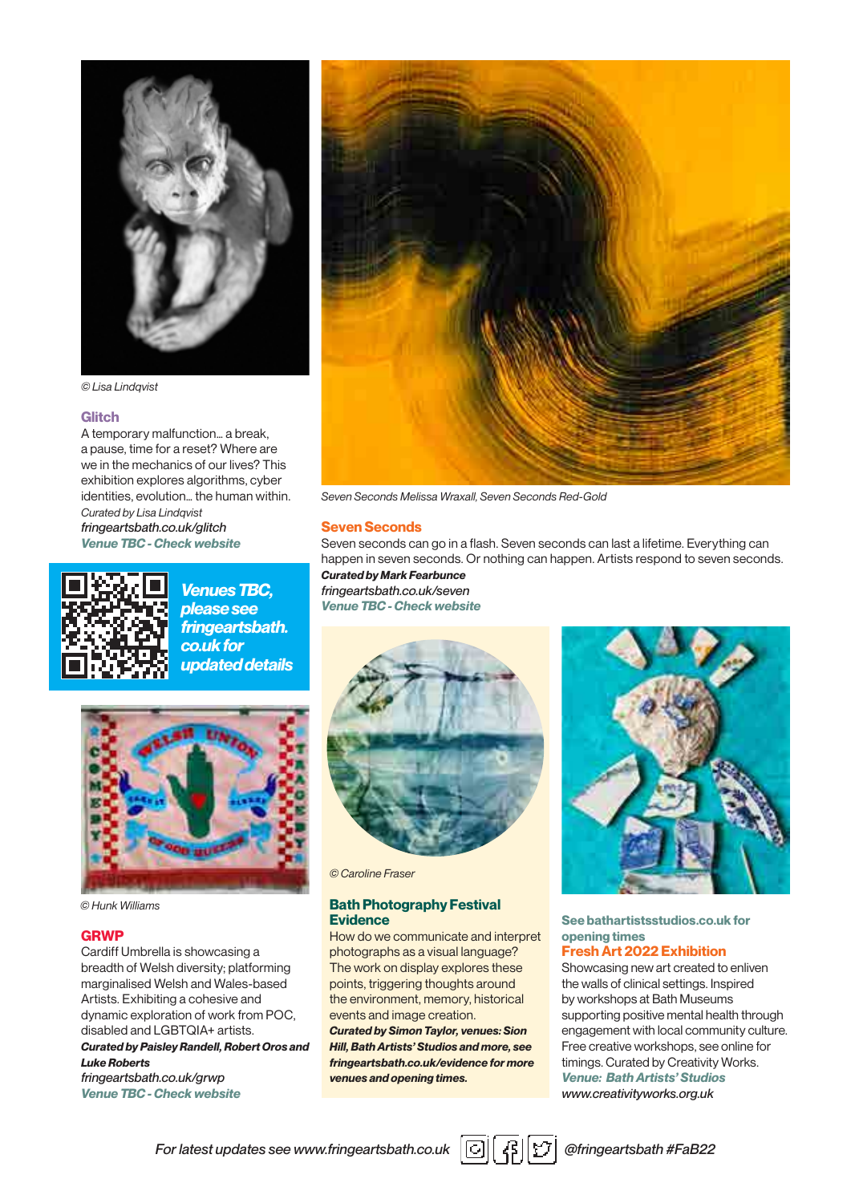© Lisa Lindqvist

## Glitch

A temporary malfunction… a break, a pause, time for a reset? Where are we in the mechanics of our lives? This exhibition explores algorithms, cyber identities, evolution… the human within.

*Curated by Lisa Lindqvist*

*fringeartsbath.co.uk/glitch*

***Venue TBC - Check website***

***Venues TBC, please see fringeartsbath.co.uk for updated details***

© Hunk Williams

## GRWP

Cardiff Umbrella is showcasing a breadth of Welsh diversity; platforming marginalised Welsh and Wales-based Artists. Exhibiting a cohesive and dynamic exploration of work from POC, disabled and LGBTQIA+ artists.

***Curated by Paisley Randell, Robert Oros and Luke Roberts***

*fringeartsbath.co.uk/grwp*

***Venue TBC - Check website***

*Seven Seconds Melissa Wraxall, Seven Seconds Red-Gold*

## Seven Seconds

Seven seconds can go in a flash. Seven seconds can last a lifetime. Everything can happen in seven seconds. Or nothing can happen. Artists respond to seven seconds.

***Curated by Mark Fearbunce***

*fringeartsbath.co.uk/seven*

***Venue TBC - Check website***

*© Caroline Fraser*

## Bath Photography Festival Evidence

How do we communicate and interpret photographs as a visual language? The work on display explores these points, triggering thoughts around the environment, memory, historical events and image creation.

***Curated by Simon Taylor, venues: Sion Hill, Bath Artists' Studios and more, see fringeartsbath.co.uk/evidence for more venues and opening times.***

**See bathartistsstudios.co.uk for opening times**

## Fresh Art 2022 Exhibition

Showcasing new art created to enliven the walls of clinical settings. Inspired by workshops at Bath Museums supporting positive mental health through engagement with local community culture. Free creative workshops, see online for timings. Curated by Creativity Works.

***Venue: Bath Artists' Studios***

*www.creativityworks.org.uk*

*For latest updates see www.fringeartsbath.co.uk* *@fringeartsbath #FaB22*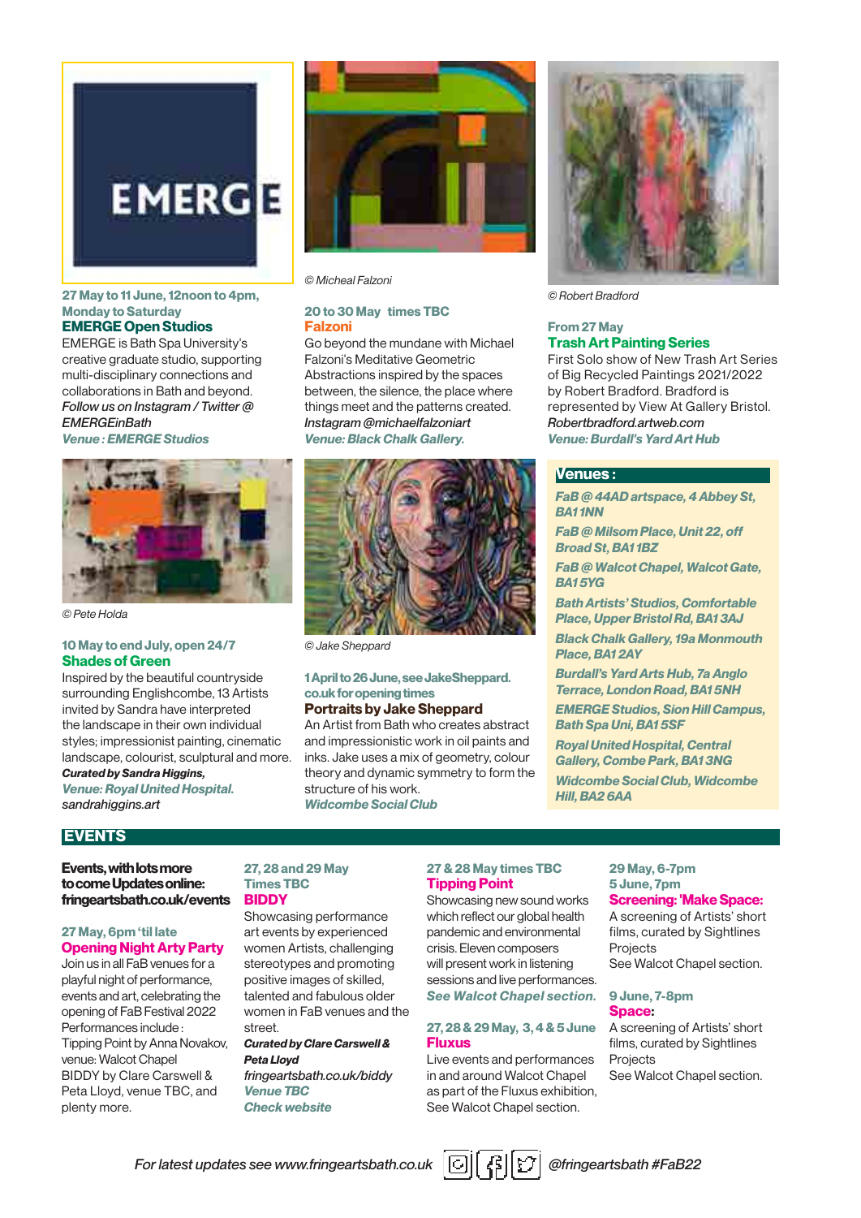27 May to 11 June, 12noon to 4pm, Monday to Saturday

### EMERGE Open Studios

EMERGE is Bath Spa University's creative graduate studio, supporting multi-disciplinary connections and collaborations in Bath and beyond. *Follow us on Instagram / Twitter @ EMERGEinBath*

*Venue : EMERGE Studios*

© Micheal Falzoni

20 to 30 May times TBC

### Falzoni

Go beyond the mundane with Michael Falzoni's Meditative Geometric Abstractions inspired by the spaces between, the silence, the place where things meet and the patterns created. *Instagram @michaelfalzoniart*

*Venue: Black Chalk Gallery.*

© Robert Bradford

From 27 May

### Trash Art Painting Series

First Solo show of New Trash Art Series of Big Recycled Paintings 2021/2022 by Robert Bradford. Bradford is represented by View At Gallery Bristol. *Robertbradford.artweb.com*

*Venue: Burdall's Yard Art Hub*

© Pete Holda

10 May to end July, open 24/7

### Shades of Green

Inspired by the beautiful countryside surrounding Englishcombe, 13 Artists invited by Sandra have interpreted the landscape in their own individual styles; impressionist painting, cinematic landscape, colourist, sculptural and more.

***Curated by Sandra Higgins,***

*Venue: Royal United Hospital.*

*sandrahiggins.art*

© Jake Sheppard

1 April to 26 June, see JakeSheppard.co.uk for opening times

### Portraits by Jake Sheppard

An Artist from Bath who creates abstract and impressionistic work in oil paints and inks. Jake uses a mix of geometry, colour theory and dynamic symmetry to form the structure of his work.

*Widcombe Social Club*

### Venues :

*FaB @ 44AD artspace, 4 Abbey St, BA1 1NN*

*FaB @ Milsom Place, Unit 22, off Broad St, BA1 1BZ*

*FaB @ Walcot Chapel, Walcot Gate, BA1 5YG*

*Bath Artists' Studios, Comfortable Place, Upper Bristol Rd, BA1 3AJ*

*Black Chalk Gallery, 19a Monmouth Place, BA1 2AY*

*Burdall's Yard Arts Hub, 7a Anglo Terrace, London Road, BA1 5NH*

*EMERGE Studios, Sion Hill Campus, Bath Spa Uni, BA1 5SF*

*Royal United Hospital, Central Gallery, Combe Park, BA1 3NG*

*Widcombe Social Club, Widcombe Hill, BA2 6AA*

## EVENTS

**Events, with lots more to come Updates online: fringeartsbath.co.uk/events**

27 May, 6pm 'til late

### Opening Night Arty Party

Join us in all FaB venues for a playful night of performance, events and art, celebrating the opening of FaB Festival 2022. Performances include : Tipping Point by Anna Novakov, venue: Walcot Chapel BIDDY by Clare Carswell & Peta Lloyd, venue TBC, and plenty more.

27, 28 and 29 May Times TBC

### BIDDY

Showcasing performance art events by experienced women Artists, challenging stereotypes and promoting positive images of skilled, talented and fabulous older women in FaB venues and the street.

***Curated by Clare Carswell & Peta Lloyd***

*fringeartsbath.co.uk/biddy*

*Venue TBC*

*Check website*

27 & 28 May times TBC

### Tipping Point

Showcasing new sound works which reflect our global health pandemic and environmental crisis. Eleven composers will present work in listening sessions and live performances. *See Walcot Chapel section.*

27, 28 & 29 May, 3, 4 & 5 June

### Fluxus

Live events and performances in and around Walcot Chapel as part of the Fluxus exhibition, See Walcot Chapel section.

29 May, 6-7pm
5 June, 7pm

### Screening: 'Make Space:

A screening of Artists' short films, curated by Sightlines Projects
See Walcot Chapel section.

9 June, 7-8pm

### Space:

A screening of Artists' short films, curated by Sightlines Projects
See Walcot Chapel section.

*For latest updates see www.fringeartsbath.co.uk* *@fringeartsbath #FaB22*